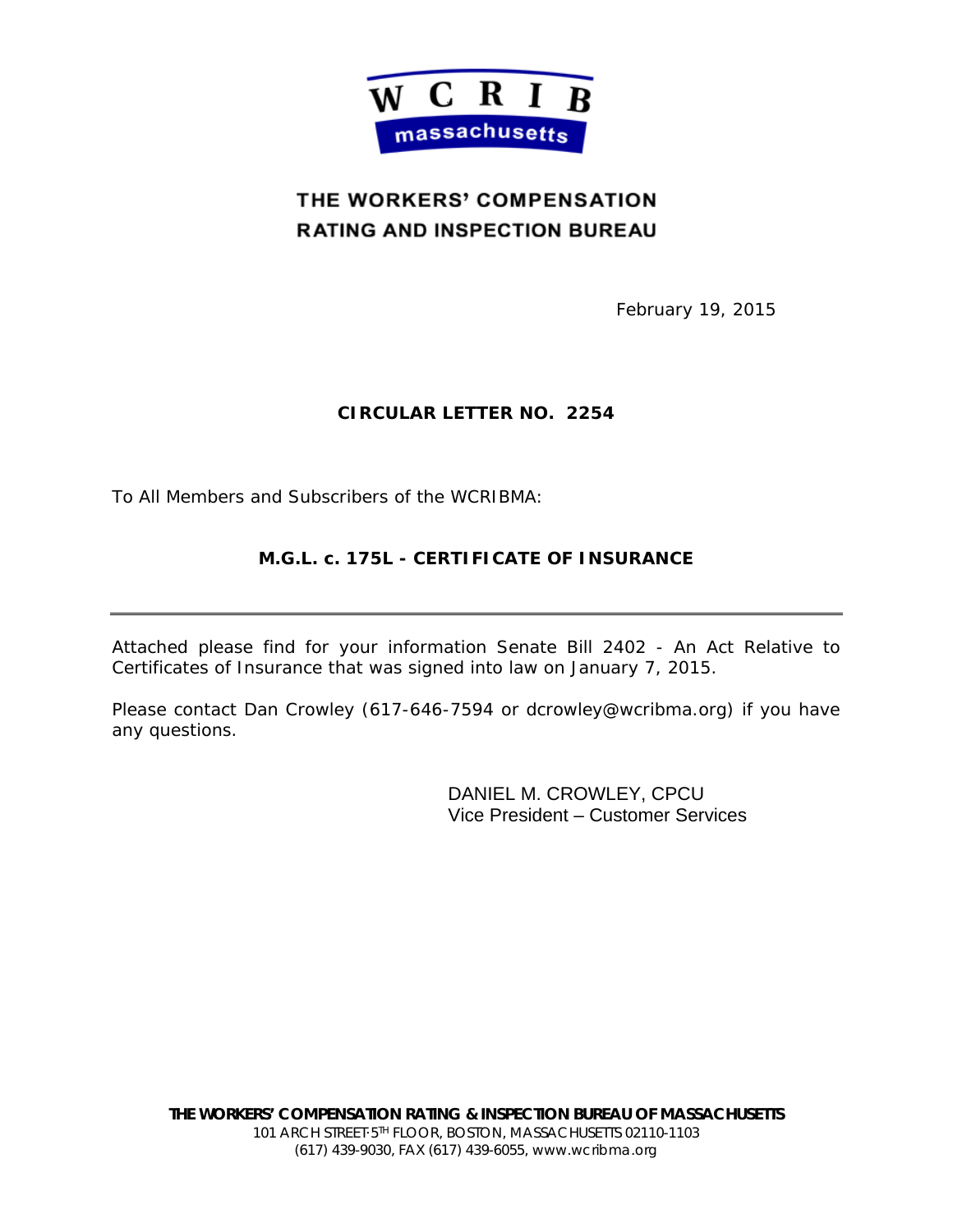WCRIB massachusetts

# THE WORKERS' COMPENSATION RATING AND INSPECTION BUREAU

February 19, 2015

## CIRCULAR LETTER NO. 2254

To All Members and Subscribers of the WCRIBMA:

## M.G.L. c. 175L - CERTIFICATE OF INSURANCE

---

Attached please find for your information Senate Bill 2402 - An Act Relative to Certificates of Insurance that was signed into law on January 7, 2015.

Please contact Dan Crowley (617-646-7594 or dcrowley@wcribma.org) if you have any questions.

DANIEL M. CROWLEY, CPCU
Vice President – Customer Services

**THE WORKERS' COMPENSATION RATING & INSPECTION BUREAU OF MASSACHUSETTS**
101 ARCH STREET·5TH FLOOR, BOSTON, MASSACHUSETTS 02110-1103
(617) 439-9030, FAX (617) 439-6055, www.wcribma.org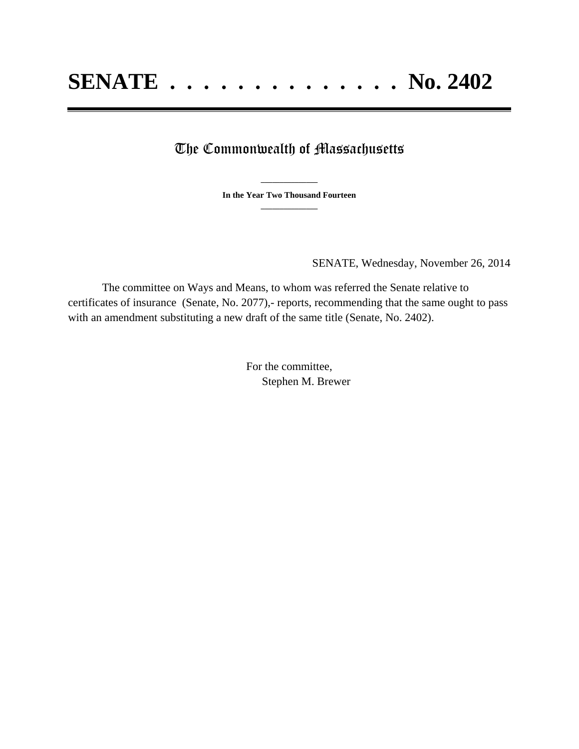# SENATE . . . . . . . . . . . . . . No. 2402

## The Commonwealth of Massachusetts

**In the Year Two Thousand Fourteen**

SENATE, Wednesday, November 26, 2014

The committee on Ways and Means, to whom was referred the Senate relative to certificates of insurance (Senate, No. 2077),- reports, recommending that the same ought to pass with an amendment substituting a new draft of the same title (Senate, No. 2402).

For the committee,
Stephen M. Brewer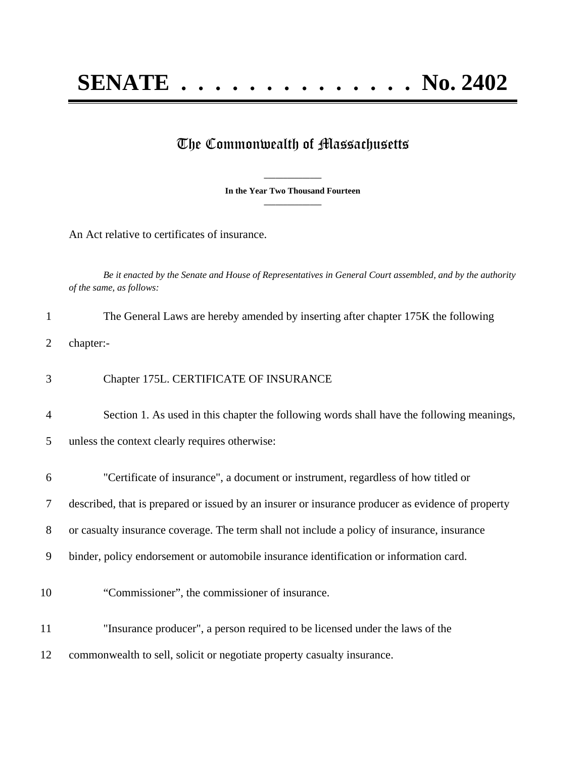# SENATE . . . . . . . . . . . . . . No. 2402

## The Commonwealth of Massachusetts

**In the Year Two Thousand Fourteen**

An Act relative to certificates of insurance.

*Be it enacted by the Senate and House of Representatives in General Court assembled, and by the authority of the same, as follows:*

1 The General Laws are hereby amended by inserting after chapter 175K the following
2 chapter:-

3 Chapter 175L. CERTIFICATE OF INSURANCE

4 Section 1. As used in this chapter the following words shall have the following meanings,
5 unless the context clearly requires otherwise:

6 "Certificate of insurance", a document or instrument, regardless of how titled or
7 described, that is prepared or issued by an insurer or insurance producer as evidence of property
8 or casualty insurance coverage. The term shall not include a policy of insurance, insurance
9 binder, policy endorsement or automobile insurance identification or information card.

10 “Commissioner”, the commissioner of insurance.

11 "Insurance producer", a person required to be licensed under the laws of the
12 commonwealth to sell, solicit or negotiate property casualty insurance.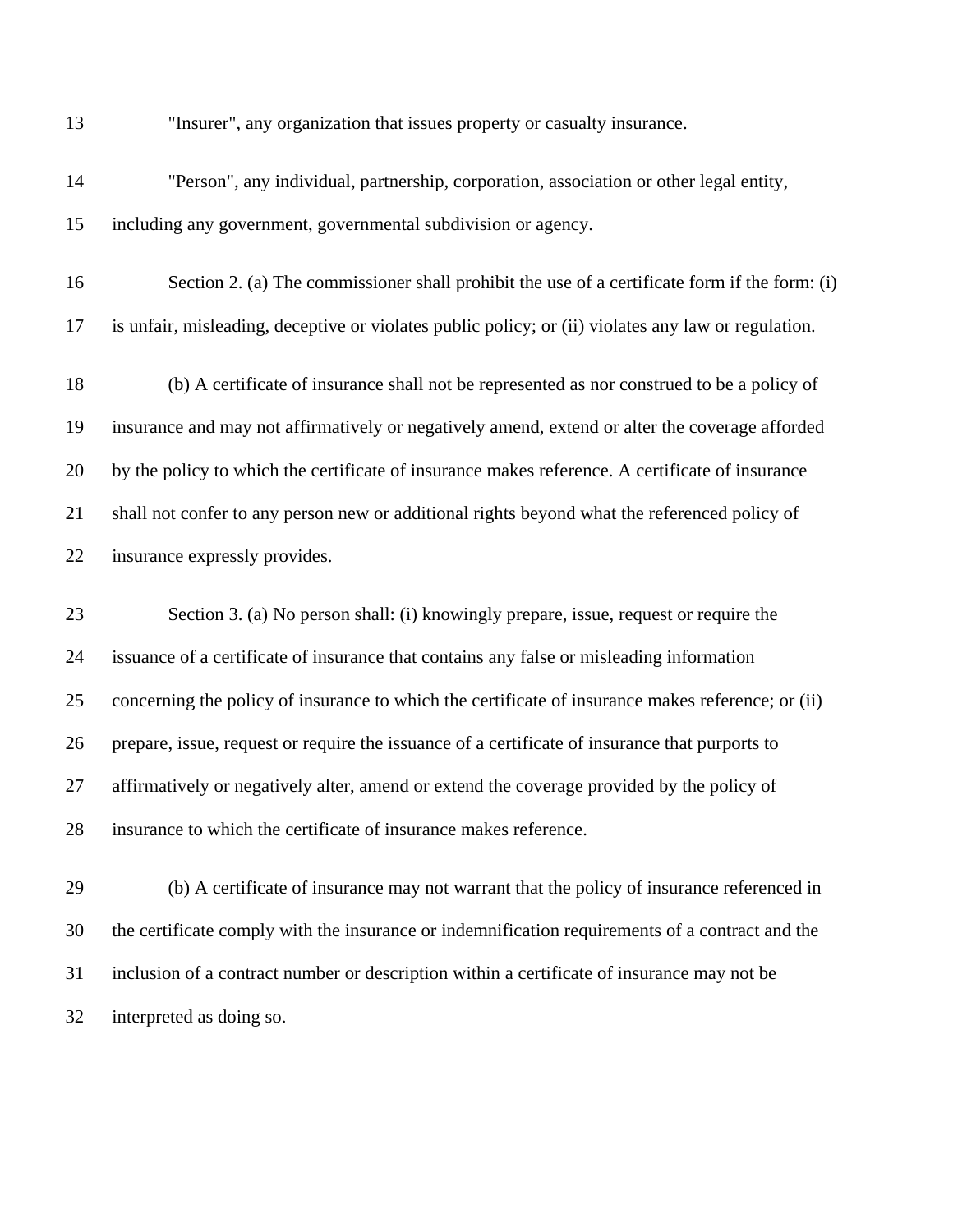"Insurer", any organization that issues property or casualty insurance.

"Person", any individual, partnership, corporation, association or other legal entity, including any government, governmental subdivision or agency.

Section 2. (a) The commissioner shall prohibit the use of a certificate form if the form: (i) is unfair, misleading, deceptive or violates public policy; or (ii) violates any law or regulation.

(b) A certificate of insurance shall not be represented as nor construed to be a policy of insurance and may not affirmatively or negatively amend, extend or alter the coverage afforded by the policy to which the certificate of insurance makes reference. A certificate of insurance shall not confer to any person new or additional rights beyond what the referenced policy of insurance expressly provides.

Section 3. (a) No person shall: (i) knowingly prepare, issue, request or require the issuance of a certificate of insurance that contains any false or misleading information concerning the policy of insurance to which the certificate of insurance makes reference; or (ii) prepare, issue, request or require the issuance of a certificate of insurance that purports to affirmatively or negatively alter, amend or extend the coverage provided by the policy of insurance to which the certificate of insurance makes reference.

(b) A certificate of insurance may not warrant that the policy of insurance referenced in the certificate comply with the insurance or indemnification requirements of a contract and the inclusion of a contract number or description within a certificate of insurance may not be interpreted as doing so.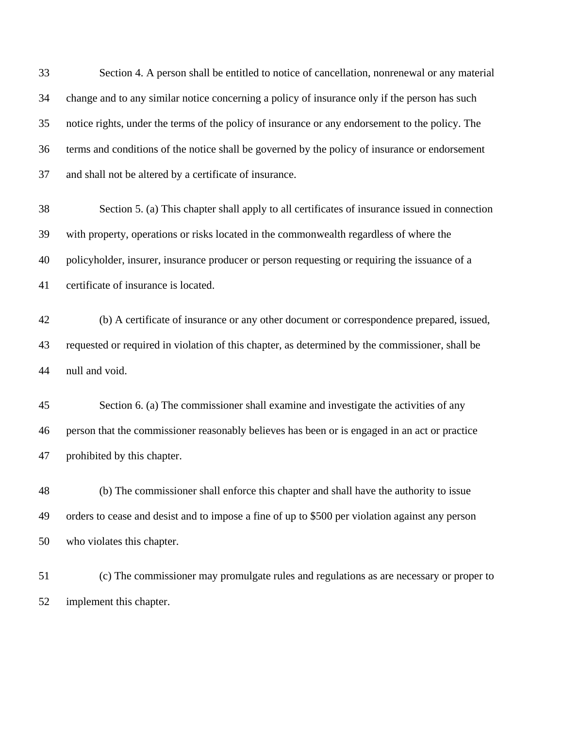Section 4. A person shall be entitled to notice of cancellation, nonrenewal or any material change and to any similar notice concerning a policy of insurance only if the person has such notice rights, under the terms of the policy of insurance or any endorsement to the policy. The terms and conditions of the notice shall be governed by the policy of insurance or endorsement and shall not be altered by a certificate of insurance.

Section 5. (a) This chapter shall apply to all certificates of insurance issued in connection with property, operations or risks located in the commonwealth regardless of where the policyholder, insurer, insurance producer or person requesting or requiring the issuance of a certificate of insurance is located.

(b) A certificate of insurance or any other document or correspondence prepared, issued, requested or required in violation of this chapter, as determined by the commissioner, shall be null and void.

Section 6. (a) The commissioner shall examine and investigate the activities of any person that the commissioner reasonably believes has been or is engaged in an act or practice prohibited by this chapter.

(b) The commissioner shall enforce this chapter and shall have the authority to issue orders to cease and desist and to impose a fine of up to $500 per violation against any person who violates this chapter.

(c) The commissioner may promulgate rules and regulations as are necessary or proper to implement this chapter.